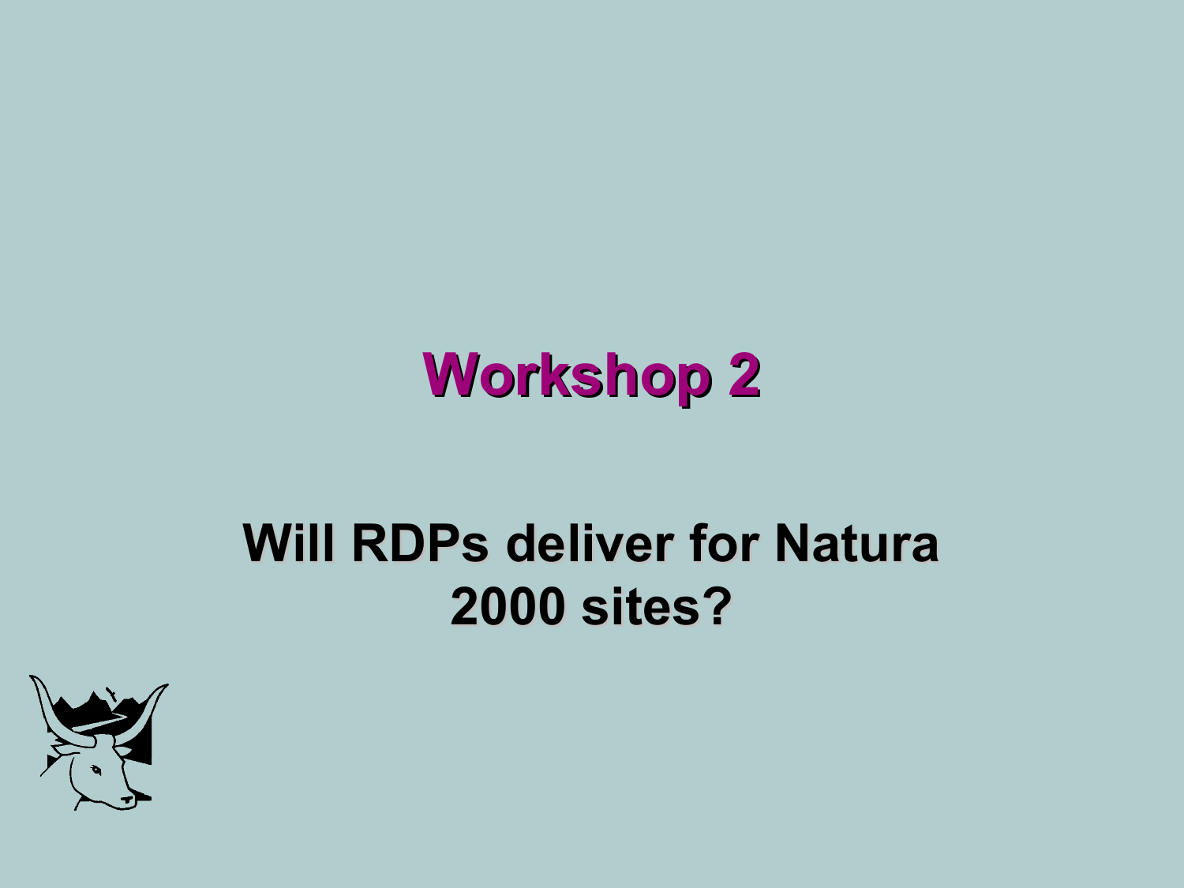# Workshop 2

## Will RDPs deliver for Natura 2000 sites?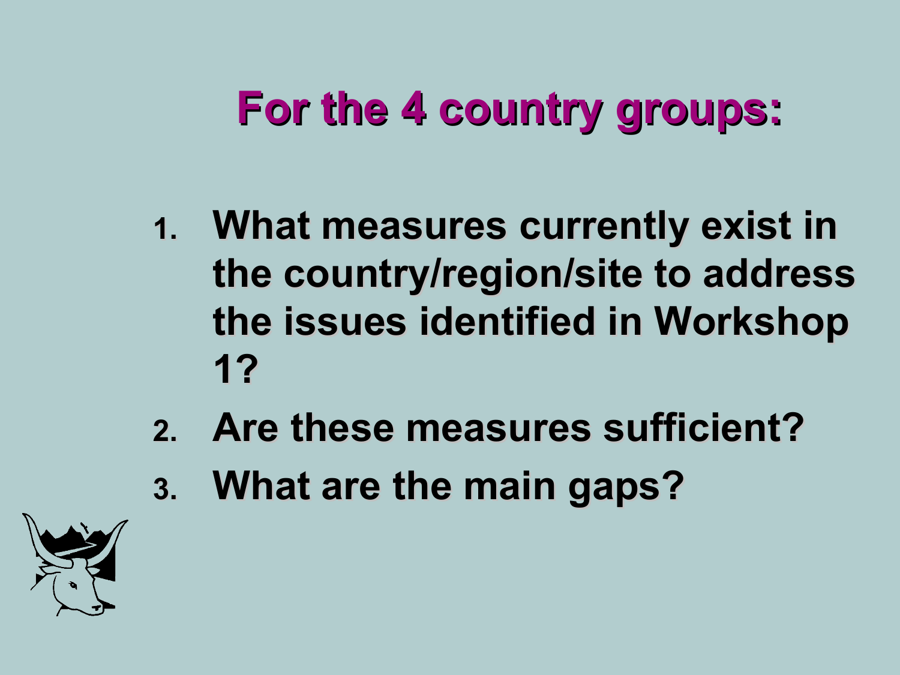# For the 4 country groups:

1. What measures currently exist in the country/region/site to address the issues identified in Workshop 1?
2. Are these measures sufficient?
3. What are the main gaps?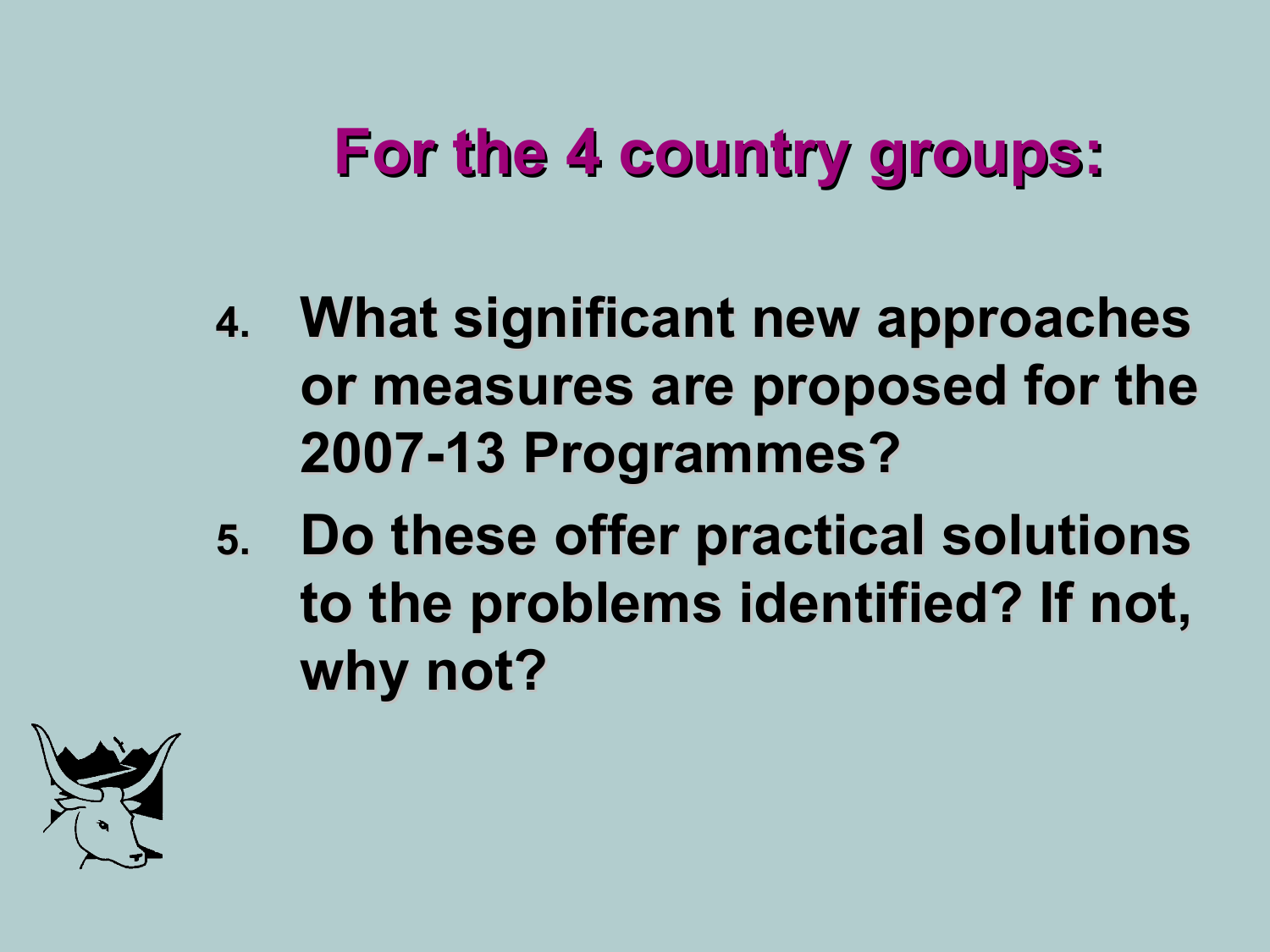# For the 4 country groups:

4. What significant new approaches or measures are proposed for the 2007-13 Programmes?
5. Do these offer practical solutions to the problems identified? If not, why not?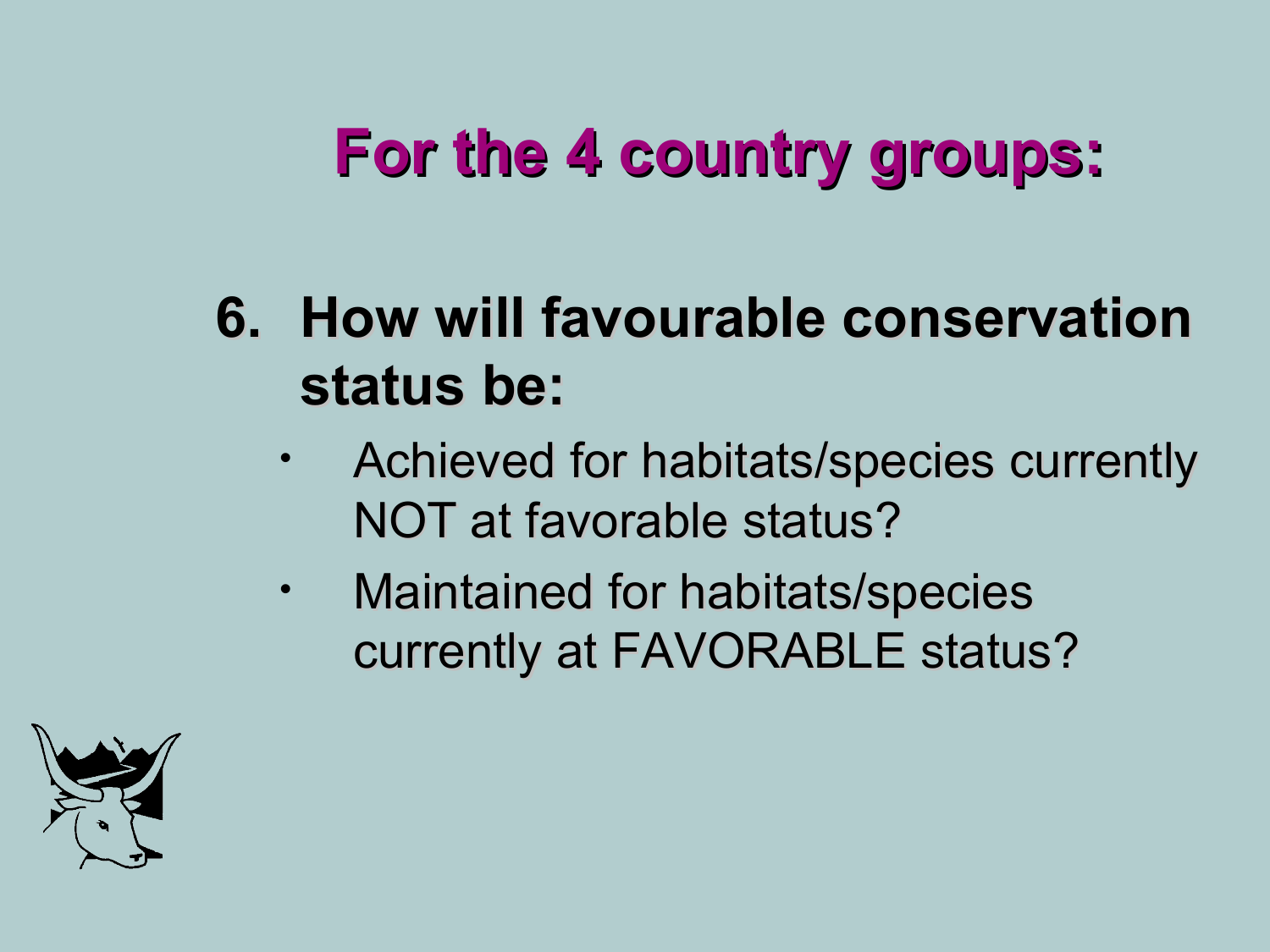# For the 4 country groups:

6. **How will favourable conservation status be:**
   - Achieved for habitats/species currently NOT at favorable status?
   - Maintained for habitats/species currently at FAVORABLE status?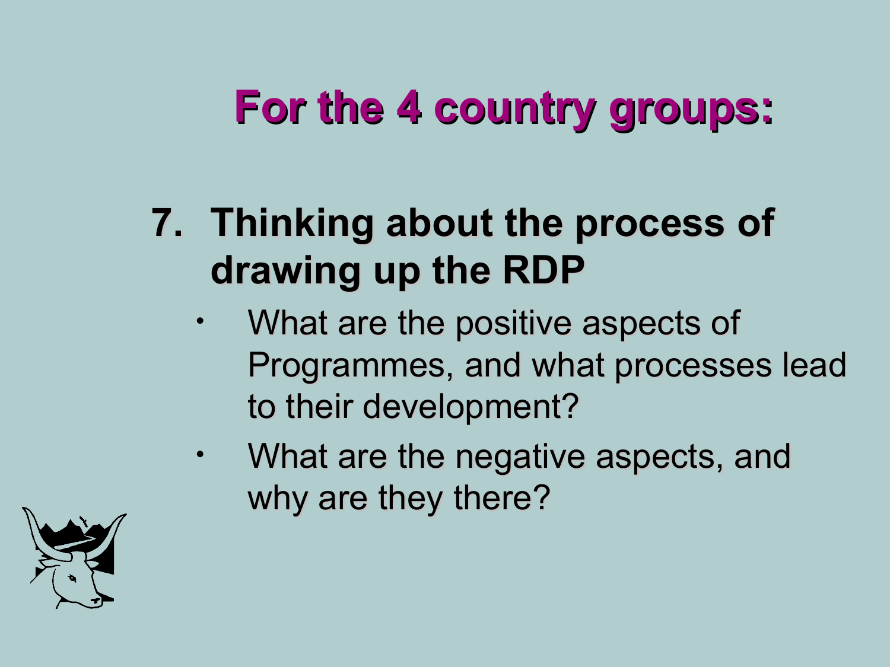# For the 4 country groups:

7. **Thinking about the process of drawing up the RDP**
   - What are the positive aspects of Programmes, and what processes lead to their development?
   - What are the negative aspects, and why are they there?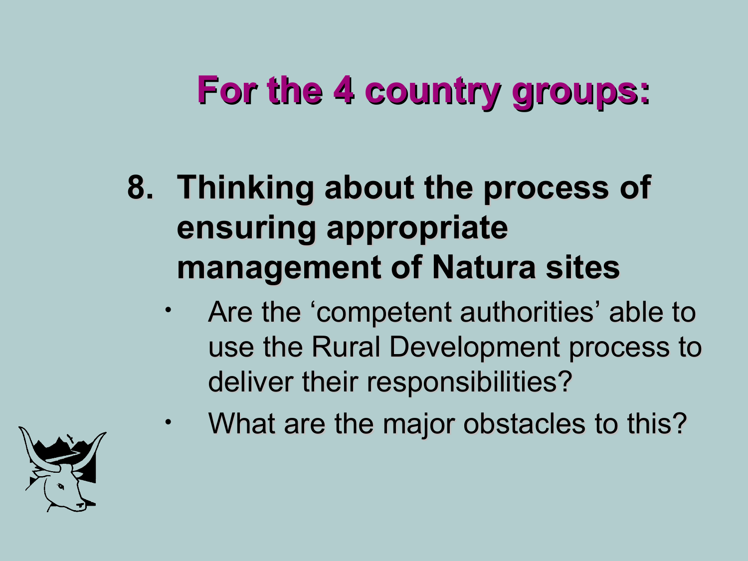# For the 4 country groups:

8. **Thinking about the process of ensuring appropriate management of Natura sites**
    - Are the 'competent authorities' able to use the Rural Development process to deliver their responsibilities?
    - What are the major obstacles to this?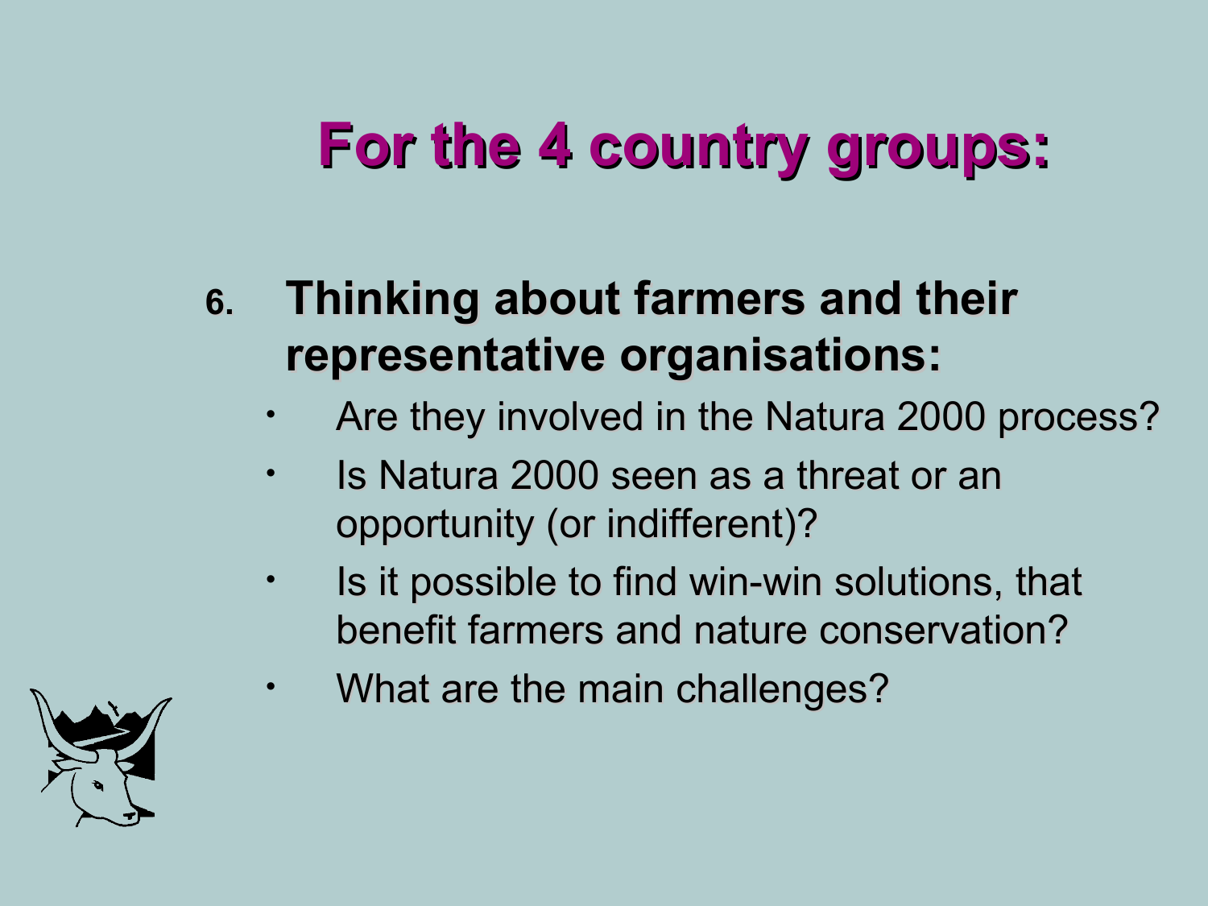# For the 4 country groups:

6. **Thinking about farmers and their representative organisations:**
   - Are they involved in the Natura 2000 process?
   - Is Natura 2000 seen as a threat or an opportunity (or indifferent)?
   - Is it possible to find win-win solutions, that benefit farmers and nature conservation?
   - What are the main challenges?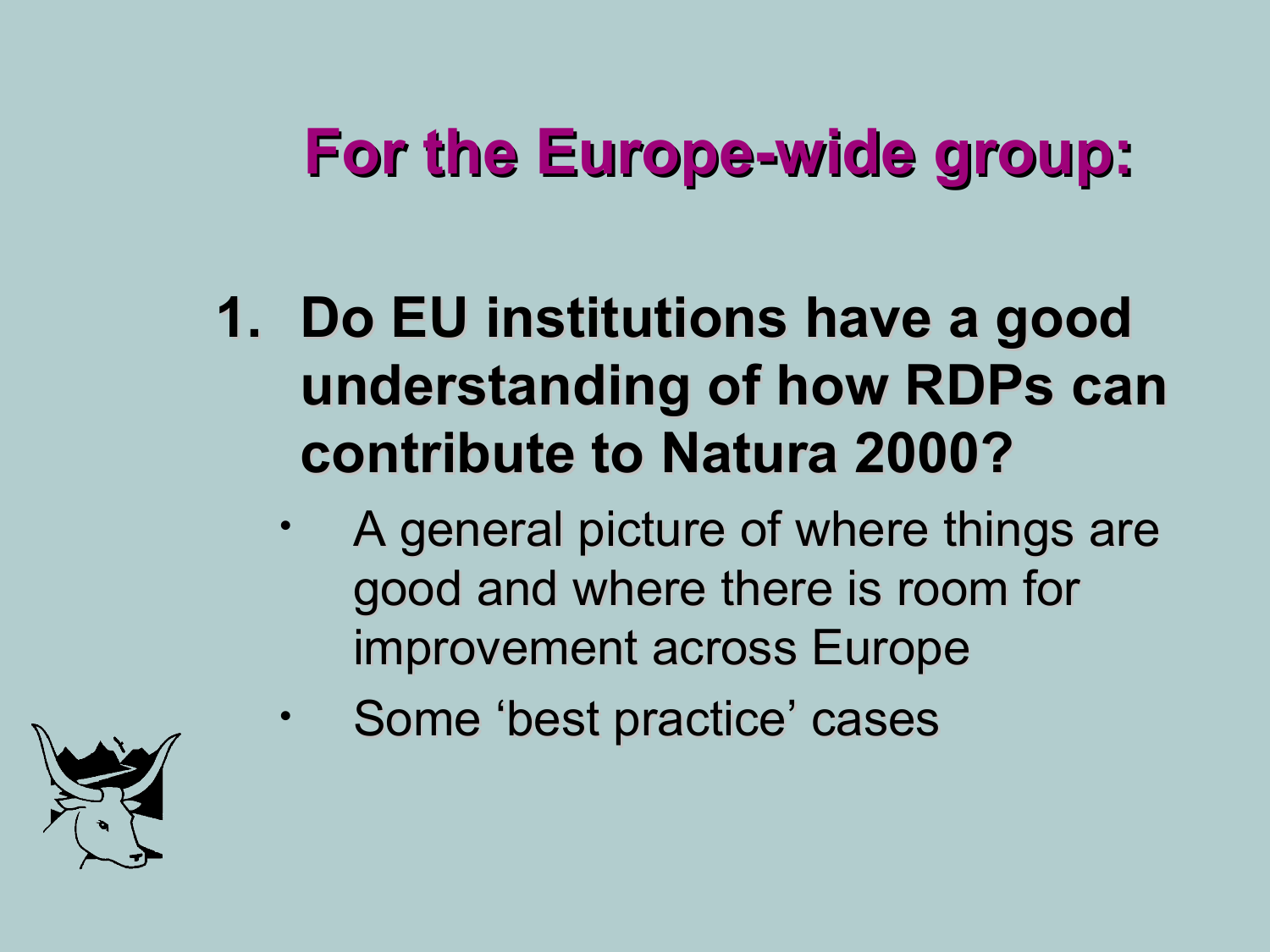# For the Europe-wide group:

1. **Do EU institutions have a good understanding of how RDPs can contribute to Natura 2000?**
   - A general picture of where things are good and where there is room for improvement across Europe
   - Some 'best practice' cases